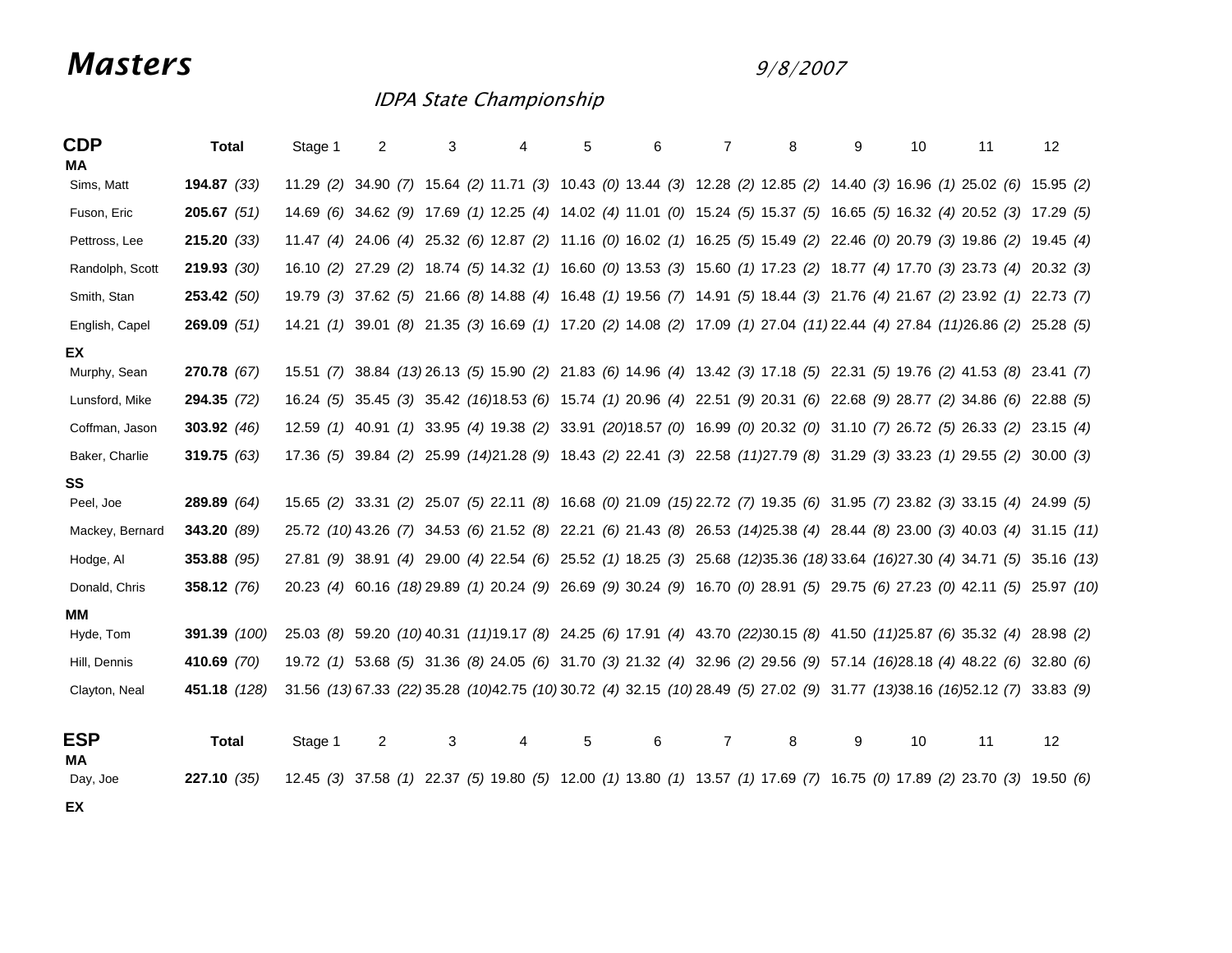# Masters

9/8/2007

*IDPA State Championship*

| CDP | Total | Stage 1 | 2 | 3 | 4 | 5 | 6 | 7 | 8 | 9 | 10 | 11 | 12 |
|---|---|---|---|---|---|---|---|---|---|---|---|---|---|
| **MA** | | | | | | | | | | | | | |
| Sims, Matt | **194.87** *(33)* | 11.29 *(2)* | 34.90 *(7)* | 15.64 *(2)* | 11.71 *(3)* | 10.43 *(0)* | 13.44 *(3)* | 12.28 *(2)* | 12.85 *(2)* | 14.40 *(3)* | 16.96 *(1)* | 25.02 *(6)* | 15.95 *(2)* |
| Fuson, Eric | **205.67** *(51)* | 14.69 *(6)* | 34.62 *(9)* | 17.69 *(1)* | 12.25 *(4)* | 14.02 *(4)* | 11.01 *(0)* | 15.24 *(5)* | 15.37 *(5)* | 16.65 *(5)* | 16.32 *(4)* | 20.52 *(3)* | 17.29 *(5)* |
| Pettross, Lee | **215.20** *(33)* | 11.47 *(4)* | 24.06 *(4)* | 25.32 *(6)* | 12.87 *(2)* | 11.16 *(0)* | 16.02 *(1)* | 16.25 *(5)* | 15.49 *(2)* | 22.46 *(0)* | 20.79 *(3)* | 19.86 *(2)* | 19.45 *(4)* |
| Randolph, Scott | **219.93** *(30)* | 16.10 *(2)* | 27.29 *(2)* | 18.74 *(5)* | 14.32 *(1)* | 16.60 *(0)* | 13.53 *(3)* | 15.60 *(1)* | 17.23 *(2)* | 18.77 *(4)* | 17.70 *(3)* | 23.73 *(4)* | 20.32 *(3)* |
| Smith, Stan | **253.42** *(50)* | 19.79 *(3)* | 37.62 *(5)* | 21.66 *(8)* | 14.88 *(4)* | 16.48 *(1)* | 19.56 *(7)* | 14.91 *(5)* | 18.44 *(3)* | 21.76 *(4)* | 21.67 *(2)* | 23.92 *(1)* | 22.73 *(7)* |
| English, Capel | **269.09** *(51)* | 14.21 *(1)* | 39.01 *(8)* | 21.35 *(3)* | 16.69 *(1)* | 17.20 *(2)* | 14.08 *(2)* | 17.09 *(1)* | 27.04 *(11)* | 22.44 *(4)* | 27.84 *(11)* | 26.86 *(2)* | 25.28 *(5)* |
| **EX** | | | | | | | | | | | | | |
| Murphy, Sean | **270.78** *(67)* | 15.51 *(7)* | 38.84 *(13)* | 26.13 *(5)* | 15.90 *(2)* | 21.83 *(6)* | 14.96 *(4)* | 13.42 *(3)* | 17.18 *(5)* | 22.31 *(5)* | 19.76 *(2)* | 41.53 *(8)* | 23.41 *(7)* |
| Lunsford, Mike | **294.35** *(72)* | 16.24 *(5)* | 35.45 *(3)* | 35.42 *(16)* | 18.53 *(6)* | 15.74 *(1)* | 20.96 *(4)* | 22.51 *(9)* | 20.31 *(6)* | 22.68 *(9)* | 28.77 *(2)* | 34.86 *(6)* | 22.88 *(5)* |
| Coffman, Jason | **303.92** *(46)* | 12.59 *(1)* | 40.91 *(1)* | 33.95 *(4)* | 19.38 *(2)* | 33.91 *(20)* | 18.57 *(0)* | 16.99 *(0)* | 20.32 *(0)* | 31.10 *(7)* | 26.72 *(5)* | 26.33 *(2)* | 23.15 *(4)* |
| Baker, Charlie | **319.75** *(63)* | 17.36 *(5)* | 39.84 *(2)* | 25.99 *(14)* | 21.28 *(9)* | 18.43 *(2)* | 22.41 *(3)* | 22.58 *(11)* | 27.79 *(8)* | 31.29 *(3)* | 33.23 *(1)* | 29.55 *(2)* | 30.00 *(3)* |
| **SS** | | | | | | | | | | | | | |
| Peel, Joe | **289.89** *(64)* | 15.65 *(2)* | 33.31 *(2)* | 25.07 *(5)* | 22.11 *(8)* | 16.68 *(0)* | 21.09 *(15)* | 22.72 *(7)* | 19.35 *(6)* | 31.95 *(7)* | 23.82 *(3)* | 33.15 *(4)* | 24.99 *(5)* |
| Mackey, Bernard | **343.20** *(89)* | 25.72 *(10)* | 43.26 *(7)* | 34.53 *(6)* | 21.52 *(8)* | 22.21 *(6)* | 21.43 *(8)* | 26.53 *(14)* | 25.38 *(4)* | 28.44 *(8)* | 23.00 *(3)* | 40.03 *(4)* | 31.15 *(11)* |
| Hodge, Al | **353.88** *(95)* | 27.81 *(9)* | 38.91 *(4)* | 29.00 *(4)* | 22.54 *(6)* | 25.52 *(1)* | 18.25 *(3)* | 25.68 *(12)* | 35.36 *(18)* | 33.64 *(16)* | 27.30 *(4)* | 34.71 *(5)* | 35.16 *(13)* |
| Donald, Chris | **358.12** *(76)* | 20.23 *(4)* | 60.16 *(18)* | 29.89 *(1)* | 20.24 *(9)* | 26.69 *(9)* | 30.24 *(9)* | 16.70 *(0)* | 28.91 *(5)* | 29.75 *(6)* | 27.23 *(0)* | 42.11 *(5)* | 25.97 *(10)* |
| **MM** | | | | | | | | | | | | | |
| Hyde, Tom | **391.39** *(100)* | 25.03 *(8)* | 59.20 *(10)* | 40.31 *(11)* | 19.17 *(8)* | 24.25 *(6)* | 17.91 *(4)* | 43.70 *(22)* | 30.15 *(8)* | 41.50 *(11)* | 25.87 *(6)* | 35.32 *(4)* | 28.98 *(2)* |
| Hill, Dennis | **410.69** *(70)* | 19.72 *(1)* | 53.68 *(5)* | 31.36 *(8)* | 24.05 *(6)* | 31.70 *(3)* | 21.32 *(4)* | 32.96 *(2)* | 29.56 *(9)* | 57.14 *(16)* | 28.18 *(4)* | 48.22 *(6)* | 32.80 *(6)* |
| Clayton, Neal | **451.18** *(128)* | 31.56 *(13)* | 67.33 *(22)* | 35.28 *(10)* | 42.75 *(10)* | 30.72 *(4)* | 32.15 *(10)* | 28.49 *(5)* | 27.02 *(9)* | 31.77 *(13)* | 38.16 *(16)* | 52.12 *(7)* | 33.83 *(9)* |

| ESP | Total | Stage 1 | 2 | 3 | 4 | 5 | 6 | 7 | 8 | 9 | 10 | 11 | 12 |
|---|---|---|---|---|---|---|---|---|---|---|---|---|---|
| **MA** | | | | | | | | | | | | | |
| Day, Joe | **227.10** *(35)* | 12.45 *(3)* | 37.58 *(1)* | 22.37 *(5)* | 19.80 *(5)* | 12.00 *(1)* | 13.80 *(1)* | 13.57 *(1)* | 17.69 *(7)* | 16.75 *(0)* | 17.89 *(2)* | 23.70 *(3)* | 19.50 *(6)* |
| **EX** | | | | | | | | | | | | | |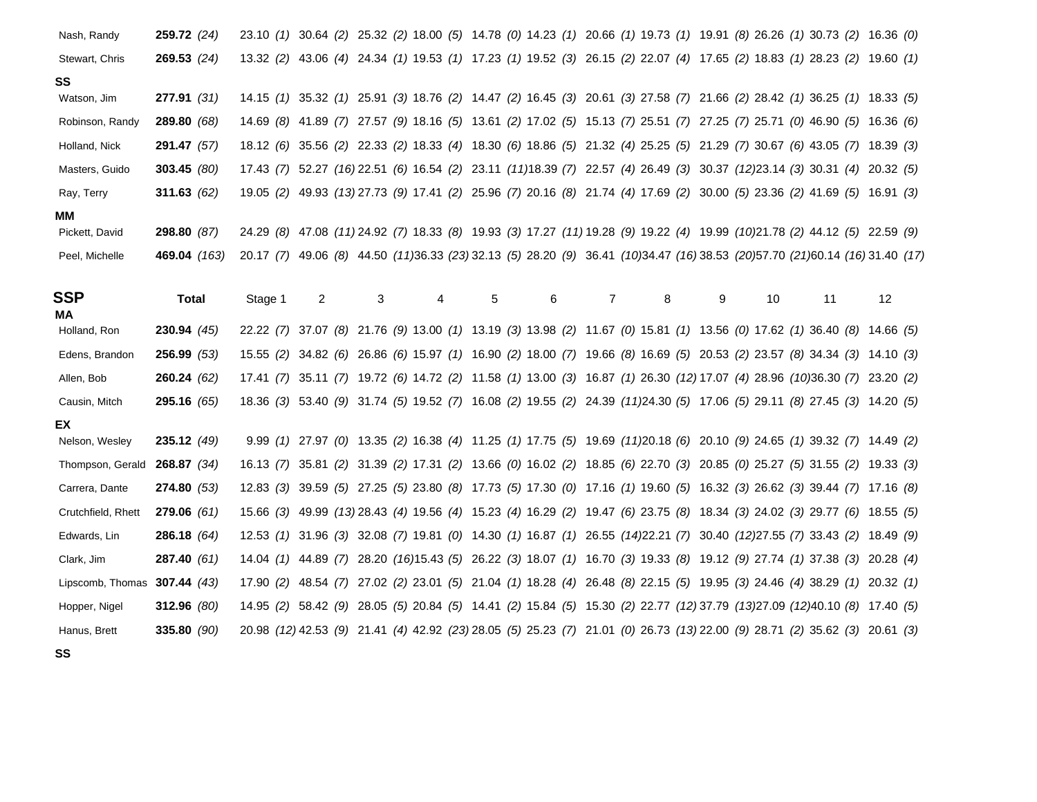| | Total | Stage 1 | 2 | 3 | 4 | 5 | 6 | 7 | 8 | 9 | 10 | 11 | 12 |
|---|---|---|---|---|---|---|---|---|---|---|---|---|---|
| Nash, Randy | **259.72** *(24)* | 23.10 *(1)* | 30.64 *(2)* | 25.32 *(2)* | 18.00 *(5)* | 14.78 *(0)* | 14.23 *(1)* | 20.66 *(1)* | 19.73 *(1)* | 19.91 *(8)* | 26.26 *(1)* | 30.73 *(2)* | 16.36 *(0)* |
| Stewart, Chris | **269.53** *(24)* | 13.32 *(2)* | 43.06 *(4)* | 24.34 *(1)* | 19.53 *(1)* | 17.23 *(1)* | 19.52 *(3)* | 26.15 *(2)* | 22.07 *(4)* | 17.65 *(2)* | 18.83 *(1)* | 28.23 *(2)* | 19.60 *(1)* |
| **SS** | | | | | | | | | | | | | |
| Watson, Jim | **277.91** *(31)* | 14.15 *(1)* | 35.32 *(1)* | 25.91 *(3)* | 18.76 *(2)* | 14.47 *(2)* | 16.45 *(3)* | 20.61 *(3)* | 27.58 *(7)* | 21.66 *(2)* | 28.42 *(1)* | 36.25 *(1)* | 18.33 *(5)* |
| Robinson, Randy | **289.80** *(68)* | 14.69 *(8)* | 41.89 *(7)* | 27.57 *(9)* | 18.16 *(5)* | 13.61 *(2)* | 17.02 *(5)* | 15.13 *(7)* | 25.51 *(7)* | 27.25 *(7)* | 25.71 *(0)* | 46.90 *(5)* | 16.36 *(6)* |
| Holland, Nick | **291.47** *(57)* | 18.12 *(6)* | 35.56 *(2)* | 22.33 *(2)* | 18.33 *(4)* | 18.30 *(6)* | 18.86 *(5)* | 21.32 *(4)* | 25.25 *(5)* | 21.29 *(7)* | 30.67 *(6)* | 43.05 *(7)* | 18.39 *(3)* |
| Masters, Guido | **303.45** *(80)* | 17.43 *(7)* | 52.27 *(16)* | 22.51 *(6)* | 16.54 *(2)* | 23.11 *(11)* | 18.39 *(7)* | 22.57 *(4)* | 26.49 *(3)* | 30.37 *(12)* | 23.14 *(3)* | 30.31 *(4)* | 20.32 *(5)* |
| Ray, Terry | **311.63** *(62)* | 19.05 *(2)* | 49.93 *(13)* | 27.73 *(9)* | 17.41 *(2)* | 25.96 *(7)* | 20.16 *(8)* | 21.74 *(4)* | 17.69 *(2)* | 30.00 *(5)* | 23.36 *(2)* | 41.69 *(5)* | 16.91 *(3)* |
| **MM** | | | | | | | | | | | | | |
| Pickett, David | **298.80** *(87)* | 24.29 *(8)* | 47.08 *(11)* | 24.92 *(7)* | 18.33 *(8)* | 19.93 *(3)* | 17.27 *(11)* | 19.28 *(9)* | 19.22 *(4)* | 19.99 *(10)* | 21.78 *(2)* | 44.12 *(5)* | 22.59 *(9)* |
| Peel, Michelle | **469.04** *(163)* | 20.17 *(7)* | 49.06 *(8)* | 44.50 *(11)* | 36.33 *(23)* | 32.13 *(5)* | 28.20 *(9)* | 36.41 *(10)* | 34.47 *(16)* | 38.53 *(20)* | 57.70 *(21)* | 60.14 *(16)* | 31.40 *(17)* |

| **SSP** | **Total** | Stage 1 | 2 | 3 | 4 | 5 | 6 | 7 | 8 | 9 | 10 | 11 | 12 |
|---|---|---|---|---|---|---|---|---|---|---|---|---|---|
| **MA** | | | | | | | | | | | | | |
| Holland, Ron | **230.94** *(45)* | 22.22 *(7)* | 37.07 *(8)* | 21.76 *(9)* | 13.00 *(1)* | 13.19 *(3)* | 13.98 *(2)* | 11.67 *(0)* | 15.81 *(1)* | 13.56 *(0)* | 17.62 *(1)* | 36.40 *(8)* | 14.66 *(5)* |
| Edens, Brandon | **256.99** *(53)* | 15.55 *(2)* | 34.82 *(6)* | 26.86 *(6)* | 15.97 *(1)* | 16.90 *(2)* | 18.00 *(7)* | 19.66 *(8)* | 16.69 *(5)* | 20.53 *(2)* | 23.57 *(8)* | 34.34 *(3)* | 14.10 *(3)* |
| Allen, Bob | **260.24** *(62)* | 17.41 *(7)* | 35.11 *(7)* | 19.72 *(6)* | 14.72 *(2)* | 11.58 *(1)* | 13.00 *(3)* | 16.87 *(1)* | 26.30 *(12)* | 17.07 *(4)* | 28.96 *(10)* | 36.30 *(7)* | 23.20 *(2)* |
| Causin, Mitch | **295.16** *(65)* | 18.36 *(3)* | 53.40 *(9)* | 31.74 *(5)* | 19.52 *(7)* | 16.08 *(2)* | 19.55 *(2)* | 24.39 *(11)* | 24.30 *(5)* | 17.06 *(5)* | 29.11 *(8)* | 27.45 *(3)* | 14.20 *(5)* |
| **EX** | | | | | | | | | | | | | |
| Nelson, Wesley | **235.12** *(49)* | 9.99 *(1)* | 27.97 *(0)* | 13.35 *(2)* | 16.38 *(4)* | 11.25 *(1)* | 17.75 *(5)* | 19.69 *(11)* | 20.18 *(6)* | 20.10 *(9)* | 24.65 *(1)* | 39.32 *(7)* | 14.49 *(2)* |
| Thompson, Gerald | **268.87** *(34)* | 16.13 *(7)* | 35.81 *(2)* | 31.39 *(2)* | 17.31 *(2)* | 13.66 *(0)* | 16.02 *(2)* | 18.85 *(6)* | 22.70 *(3)* | 20.85 *(0)* | 25.27 *(5)* | 31.55 *(2)* | 19.33 *(3)* |
| Carrera, Dante | **274.80** *(53)* | 12.83 *(3)* | 39.59 *(5)* | 27.25 *(5)* | 23.80 *(8)* | 17.73 *(5)* | 17.30 *(0)* | 17.16 *(1)* | 19.60 *(5)* | 16.32 *(3)* | 26.62 *(3)* | 39.44 *(7)* | 17.16 *(8)* |
| Crutchfield, Rhett | **279.06** *(61)* | 15.66 *(3)* | 49.99 *(13)* | 28.43 *(4)* | 19.56 *(4)* | 15.23 *(4)* | 16.29 *(2)* | 19.47 *(6)* | 23.75 *(8)* | 18.34 *(3)* | 24.02 *(3)* | 29.77 *(6)* | 18.55 *(5)* |
| Edwards, Lin | **286.18** *(64)* | 12.53 *(1)* | 31.96 *(3)* | 32.08 *(7)* | 19.81 *(0)* | 14.30 *(1)* | 16.87 *(1)* | 26.55 *(14)* | 22.21 *(7)* | 30.40 *(12)* | 27.55 *(7)* | 33.43 *(2)* | 18.49 *(9)* |
| Clark, Jim | **287.40** *(61)* | 14.04 *(1)* | 44.89 *(7)* | 28.20 *(16)* | 15.43 *(5)* | 26.22 *(3)* | 18.07 *(1)* | 16.70 *(3)* | 19.33 *(8)* | 19.12 *(9)* | 27.74 *(1)* | 37.38 *(3)* | 20.28 *(4)* |
| Lipscomb, Thomas | **307.44** *(43)* | 17.90 *(2)* | 48.54 *(7)* | 27.02 *(2)* | 23.01 *(5)* | 21.04 *(1)* | 18.28 *(4)* | 26.48 *(8)* | 22.15 *(5)* | 19.95 *(3)* | 24.46 *(4)* | 38.29 *(1)* | 20.32 *(1)* |
| Hopper, Nigel | **312.96** *(80)* | 14.95 *(2)* | 58.42 *(9)* | 28.05 *(5)* | 20.84 *(5)* | 14.41 *(2)* | 15.84 *(5)* | 15.30 *(2)* | 22.77 *(12)* | 37.79 *(13)* | 27.09 *(12)* | 40.10 *(8)* | 17.40 *(5)* |
| Hanus, Brett | **335.80** *(90)* | 20.98 *(12)* | 42.53 *(9)* | 21.41 *(4)* | 42.92 *(23)* | 28.05 *(5)* | 25.23 *(7)* | 21.01 *(0)* | 26.73 *(13)* | 22.00 *(9)* | 28.71 *(2)* | 35.62 *(3)* | 20.61 *(3)* |
| **SS** | | | | | | | | | | | | | |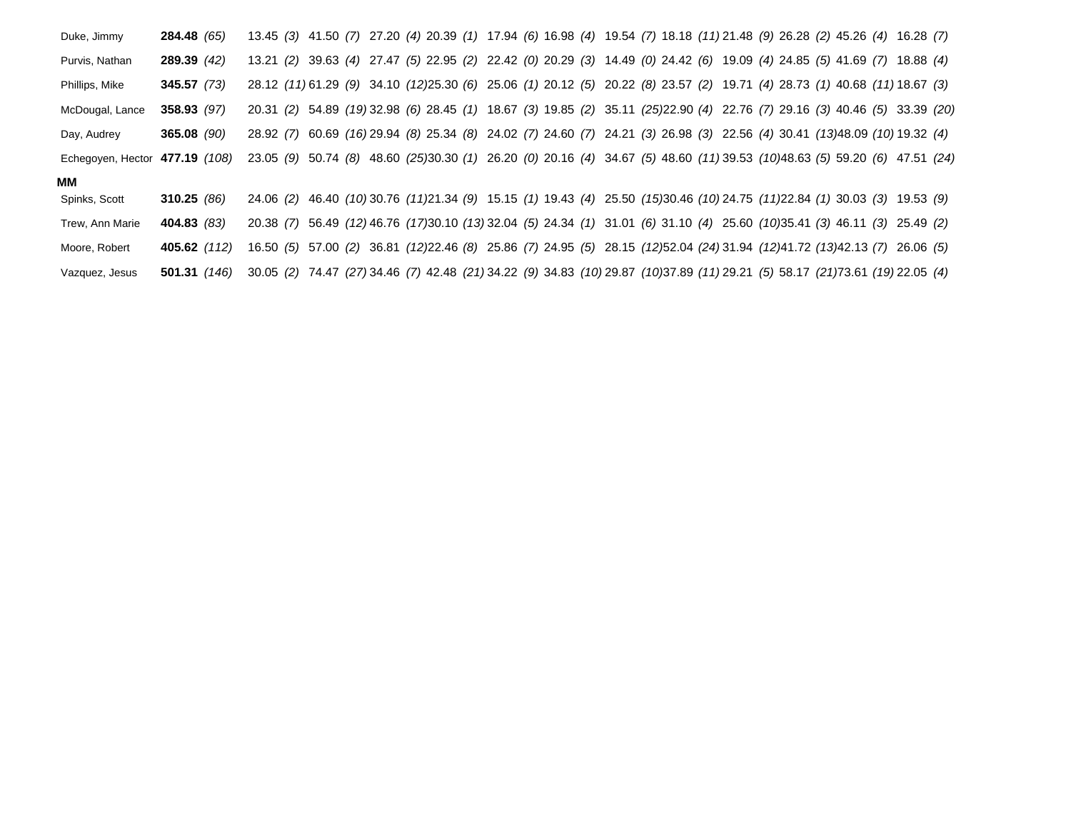| | | | | | | | | | | | | | | | | | | | | | | | | | |
|---|---|---|---|---|---|---|---|---|---|---|---|---|---|---|---|---|---|---|---|---|---|---|---|---|---|
| Duke, Jimmy | **284.48** | *(65)* | 13.45 | *(3)* | 41.50 | *(7)* | 27.20 | *(4)* | 20.39 | *(1)* | 17.94 | *(6)* | 16.98 | *(4)* | 19.54 | *(7)* | 18.18 | *(11)* | 21.48 | *(9)* | 26.28 | *(2)* | 45.26 | *(4)* | 16.28 | *(7)* |
| Purvis, Nathan | **289.39** | *(42)* | 13.21 | *(2)* | 39.63 | *(4)* | 27.47 | *(5)* | 22.95 | *(2)* | 22.42 | *(0)* | 20.29 | *(3)* | 14.49 | *(0)* | 24.42 | *(6)* | 19.09 | *(4)* | 24.85 | *(5)* | 41.69 | *(7)* | 18.88 | *(4)* |
| Phillips, Mike | **345.57** | *(73)* | 28.12 | *(11)* | 61.29 | *(9)* | 34.10 | *(12)* | 25.30 | *(6)* | 25.06 | *(1)* | 20.12 | *(5)* | 20.22 | *(8)* | 23.57 | *(2)* | 19.71 | *(4)* | 28.73 | *(1)* | 40.68 | *(11)* | 18.67 | *(3)* |
| McDougal, Lance | **358.93** | *(97)* | 20.31 | *(2)* | 54.89 | *(19)* | 32.98 | *(6)* | 28.45 | *(1)* | 18.67 | *(3)* | 19.85 | *(2)* | 35.11 | *(25)* | 22.90 | *(4)* | 22.76 | *(7)* | 29.16 | *(3)* | 40.46 | *(5)* | 33.39 | *(20)* |
| Day, Audrey | **365.08** | *(90)* | 28.92 | *(7)* | 60.69 | *(16)* | 29.94 | *(8)* | 25.34 | *(8)* | 24.02 | *(7)* | 24.60 | *(7)* | 24.21 | *(3)* | 26.98 | *(3)* | 22.56 | *(4)* | 30.41 | *(13)* | 48.09 | *(10)* | 19.32 | *(4)* |
| Echegoyen, Hector | **477.19** | *(108)* | 23.05 | *(9)* | 50.74 | *(8)* | 48.60 | *(25)* | 30.30 | *(1)* | 26.20 | *(0)* | 20.16 | *(4)* | 34.67 | *(5)* | 48.60 | *(11)* | 39.53 | *(10)* | 48.63 | *(5)* | 59.20 | *(6)* | 47.51 | *(24)* |
| **MM** | | | | | | | | | | | | | | | | | | | | | | | | | | |
| Spinks, Scott | **310.25** | *(86)* | 24.06 | *(2)* | 46.40 | *(10)* | 30.76 | *(11)* | 21.34 | *(9)* | 15.15 | *(1)* | 19.43 | *(4)* | 25.50 | *(15)* | 30.46 | *(10)* | 24.75 | *(11)* | 22.84 | *(1)* | 30.03 | *(3)* | 19.53 | *(9)* |
| Trew, Ann Marie | **404.83** | *(83)* | 20.38 | *(7)* | 56.49 | *(12)* | 46.76 | *(17)* | 30.10 | *(13)* | 32.04 | *(5)* | 24.34 | *(1)* | 31.01 | *(6)* | 31.10 | *(4)* | 25.60 | *(10)* | 35.41 | *(3)* | 46.11 | *(3)* | 25.49 | *(2)* |
| Moore, Robert | **405.62** | *(112)* | 16.50 | *(5)* | 57.00 | *(2)* | 36.81 | *(12)* | 22.46 | *(8)* | 25.86 | *(7)* | 24.95 | *(5)* | 28.15 | *(12)* | 52.04 | *(24)* | 31.94 | *(12)* | 41.72 | *(13)* | 42.13 | *(7)* | 26.06 | *(5)* |
| Vazquez, Jesus | **501.31** | *(146)* | 30.05 | *(2)* | 74.47 | *(27)* | 34.46 | *(7)* | 42.48 | *(21)* | 34.22 | *(9)* | 34.83 | *(10)* | 29.87 | *(10)* | 37.89 | *(11)* | 29.21 | *(5)* | 58.17 | *(21)* | 73.61 | *(19)* | 22.05 | *(4)* |